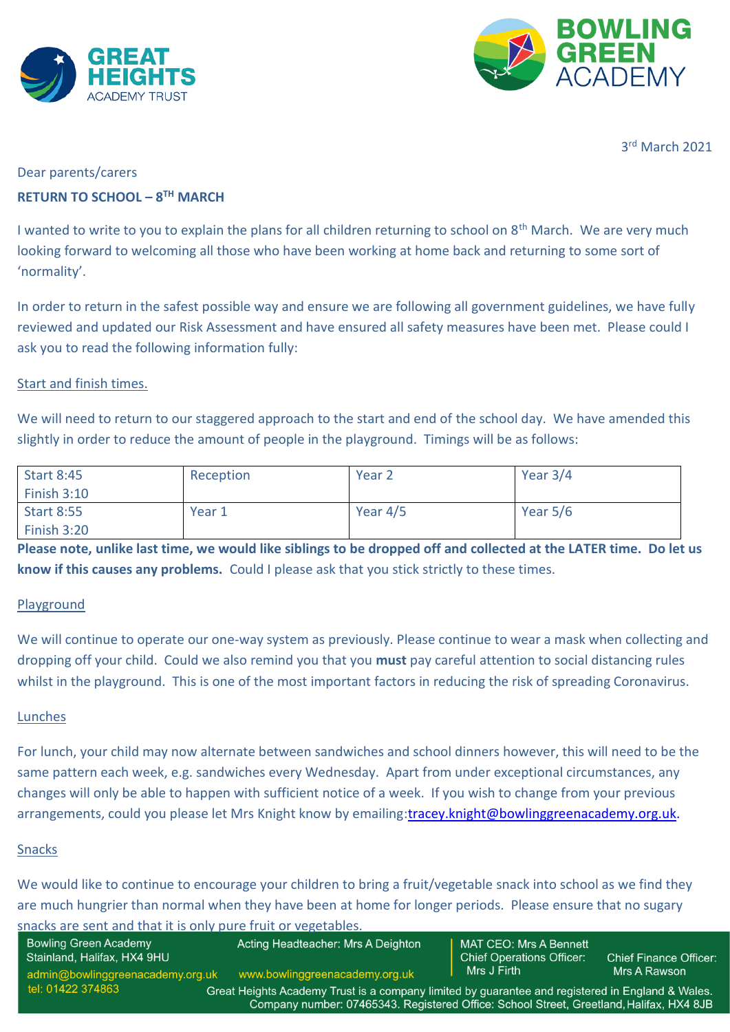3rd March 2021

Dear parents/carers

**RETURN TO SCHOOL – 8TH MARCH**

I wanted to write to you to explain the plans for all children returning to school on 8th March. We are very much looking forward to welcoming all those who have been working at home back and returning to some sort of 'normality'.

In order to return in the safest possible way and ensure we are following all government guidelines, we have fully reviewed and updated our Risk Assessment and have ensured all safety measures have been met. Please could I ask you to read the following information fully:

Start and finish times.

We will need to return to our staggered approach to the start and end of the school day. We have amended this slightly in order to reduce the amount of people in the playground. Timings will be as follows:

| | | | |
|---|---|---|---|
| Start 8:45<br>Finish 3:10 | Reception | Year 2 | Year 3/4 |
| Start 8:55<br>Finish 3:20 | Year 1 | Year 4/5 | Year 5/6 |

**Please note, unlike last time, we would like siblings to be dropped off and collected at the LATER time. Do let us know if this causes any problems.** Could I please ask that you stick strictly to these times.

Playground

We will continue to operate our one-way system as previously. Please continue to wear a mask when collecting and dropping off your child. Could we also remind you that you **must** pay careful attention to social distancing rules whilst in the playground. This is one of the most important factors in reducing the risk of spreading Coronavirus.

Lunches

For lunch, your child may now alternate between sandwiches and school dinners however, this will need to be the same pattern each week, e.g. sandwiches every Wednesday. Apart from under exceptional circumstances, any changes will only be able to happen with sufficient notice of a week. If you wish to change from your previous arrangements, could you please let Mrs Knight know by emailing:tracey.knight@bowlinggreenacademy.org.uk.

Snacks

We would like to continue to encourage your children to bring a fruit/vegetable snack into school as we find they are much hungrier than normal when they have been at home for longer periods. Please ensure that no sugary snacks are sent and that it is only pure fruit or vegetables.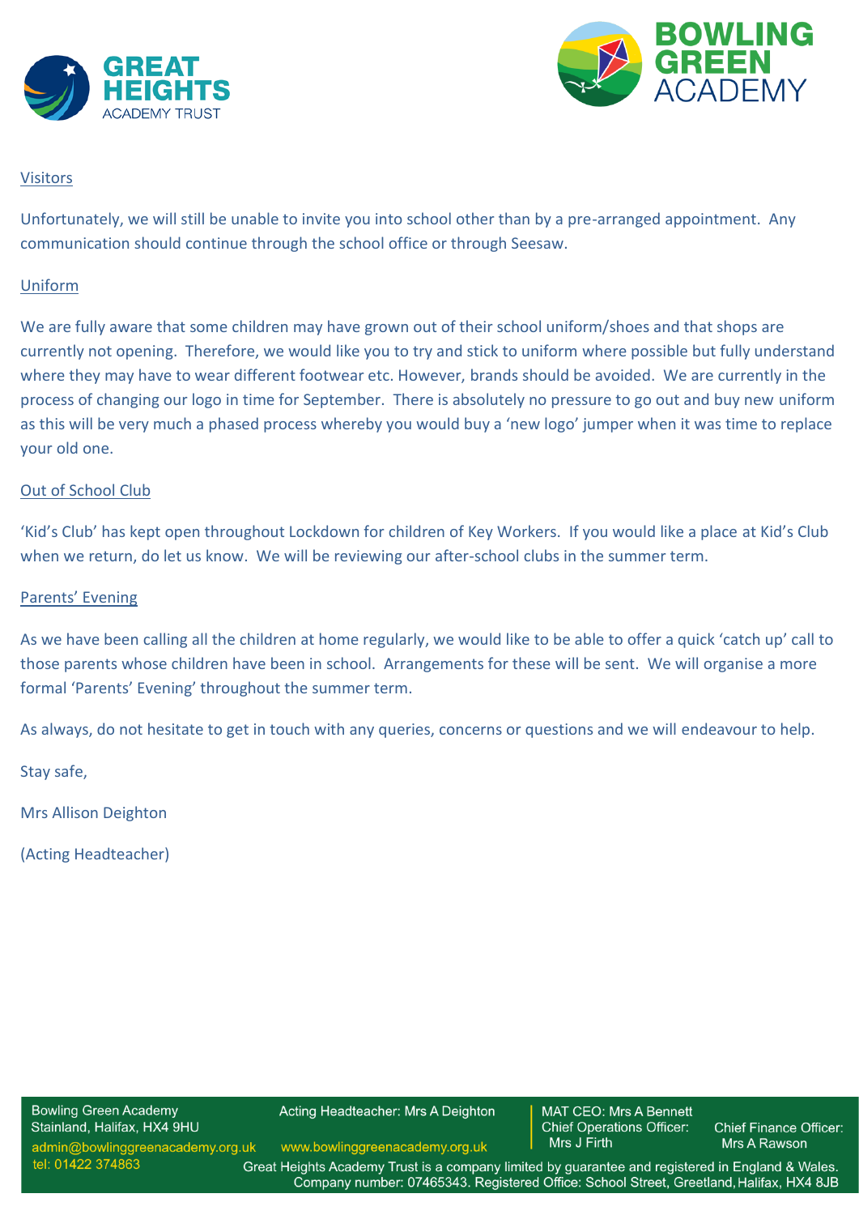Visitors

Unfortunately, we will still be unable to invite you into school other than by a pre-arranged appointment. Any communication should continue through the school office or through Seesaw.

Uniform

We are fully aware that some children may have grown out of their school uniform/shoes and that shops are currently not opening. Therefore, we would like you to try and stick to uniform where possible but fully understand where they may have to wear different footwear etc. However, brands should be avoided. We are currently in the process of changing our logo in time for September. There is absolutely no pressure to go out and buy new uniform as this will be very much a phased process whereby you would buy a 'new logo' jumper when it was time to replace your old one.

Out of School Club

'Kid's Club' has kept open throughout Lockdown for children of Key Workers. If you would like a place at Kid's Club when we return, do let us know. We will be reviewing our after-school clubs in the summer term.

Parents' Evening

As we have been calling all the children at home regularly, we would like to be able to offer a quick 'catch up' call to those parents whose children have been in school. Arrangements for these will be sent. We will organise a more formal 'Parents' Evening' throughout the summer term.

As always, do not hesitate to get in touch with any queries, concerns or questions and we will endeavour to help.

Stay safe,

Mrs Allison Deighton

(Acting Headteacher)